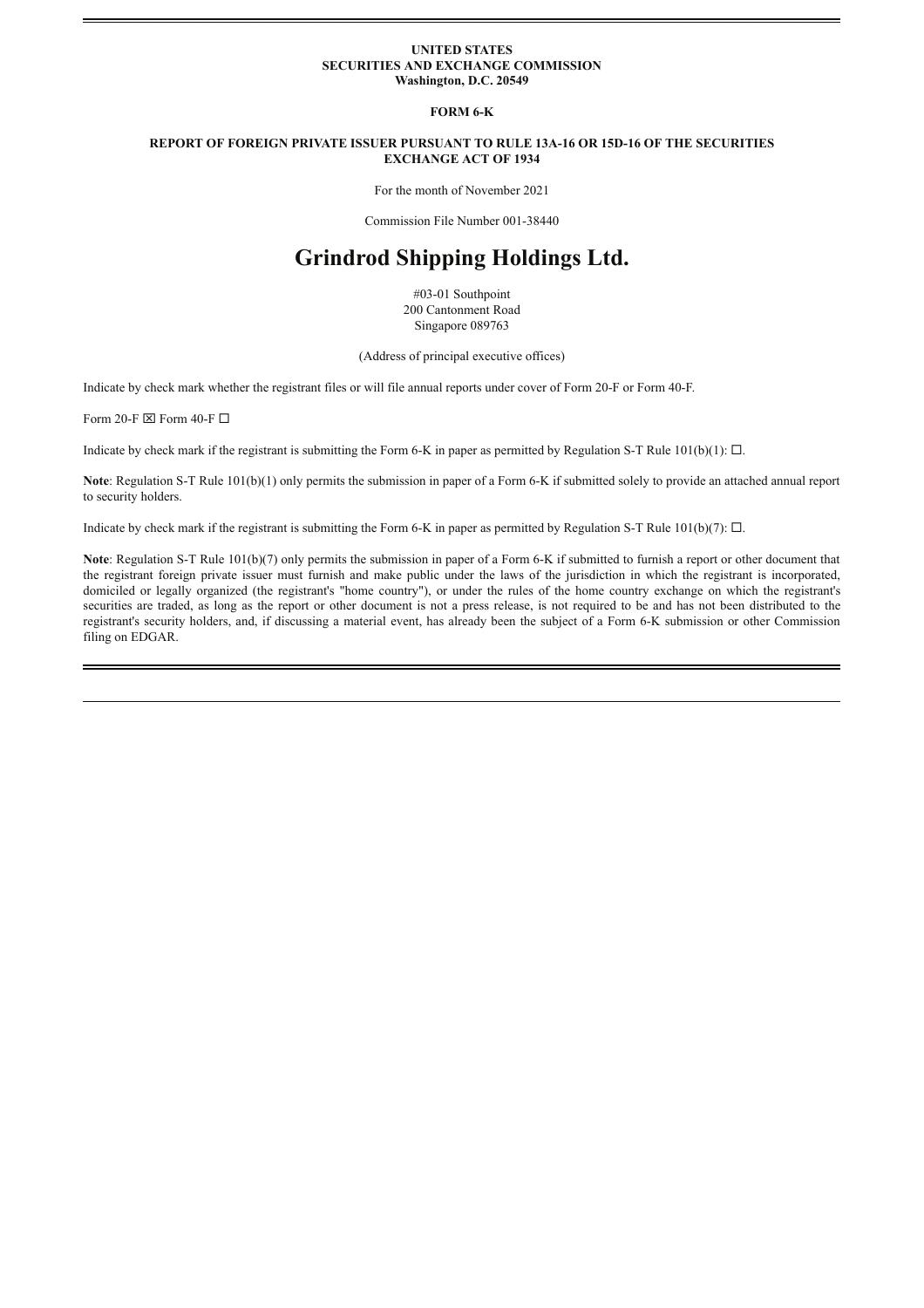**UNITED STATES**
**SECURITIES AND EXCHANGE COMMISSION**
**Washington, D.C. 20549**

**FORM 6-K**

**REPORT OF FOREIGN PRIVATE ISSUER PURSUANT TO RULE 13A-16 OR 15D-16 OF THE SECURITIES EXCHANGE ACT OF 1934**

For the month of November 2021

Commission File Number 001-38440

# Grindrod Shipping Holdings Ltd.

#03-01 Southpoint
200 Cantonment Road
Singapore 089763

(Address of principal executive offices)

Indicate by check mark whether the registrant files or will file annual reports under cover of Form 20-F or Form 40-F.

Form 20-F ☒ Form 40-F ☐

Indicate by check mark if the registrant is submitting the Form 6-K in paper as permitted by Regulation S-T Rule 101(b)(1): ☐.

**Note**: Regulation S-T Rule 101(b)(1) only permits the submission in paper of a Form 6-K if submitted solely to provide an attached annual report to security holders.

Indicate by check mark if the registrant is submitting the Form 6-K in paper as permitted by Regulation S-T Rule 101(b)(7): ☐.

**Note**: Regulation S-T Rule 101(b)(7) only permits the submission in paper of a Form 6-K if submitted to furnish a report or other document that the registrant foreign private issuer must furnish and make public under the laws of the jurisdiction in which the registrant is incorporated, domiciled or legally organized (the registrant's "home country"), or under the rules of the home country exchange on which the registrant's securities are traded, as long as the report or other document is not a press release, is not required to be and has not been distributed to the registrant's security holders, and, if discussing a material event, has already been the subject of a Form 6-K submission or other Commission filing on EDGAR.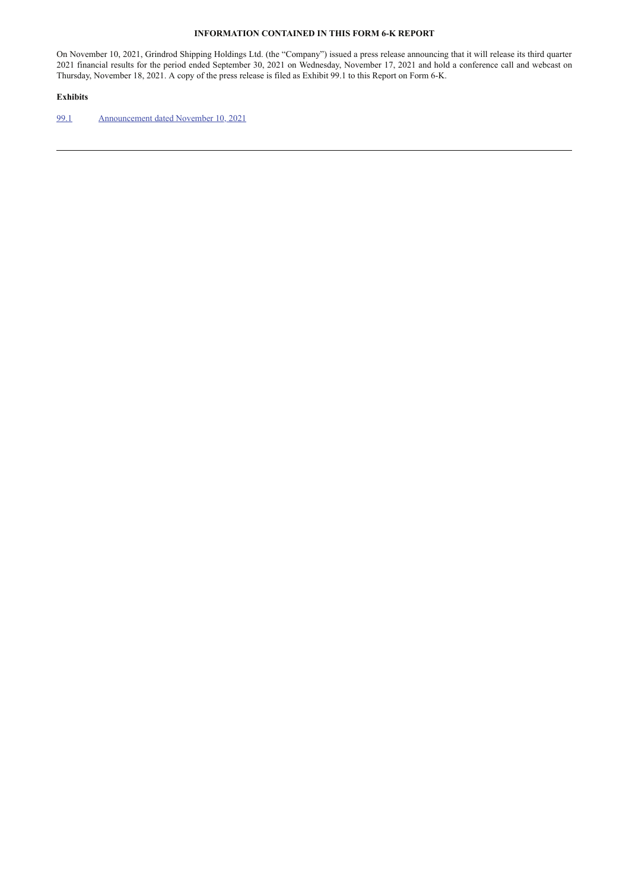**INFORMATION CONTAINED IN THIS FORM 6-K REPORT**

On November 10, 2021, Grindrod Shipping Holdings Ltd. (the "Company") issued a press release announcing that it will release its third quarter 2021 financial results for the period ended September 30, 2021 on Wednesday, November 17, 2021 and hold a conference call and webcast on Thursday, November 18, 2021. A copy of the press release is filed as Exhibit 99.1 to this Report on Form 6-K.

**Exhibits**

| | |
|---|---|
| 99.1 | Announcement dated November 10, 2021 |

---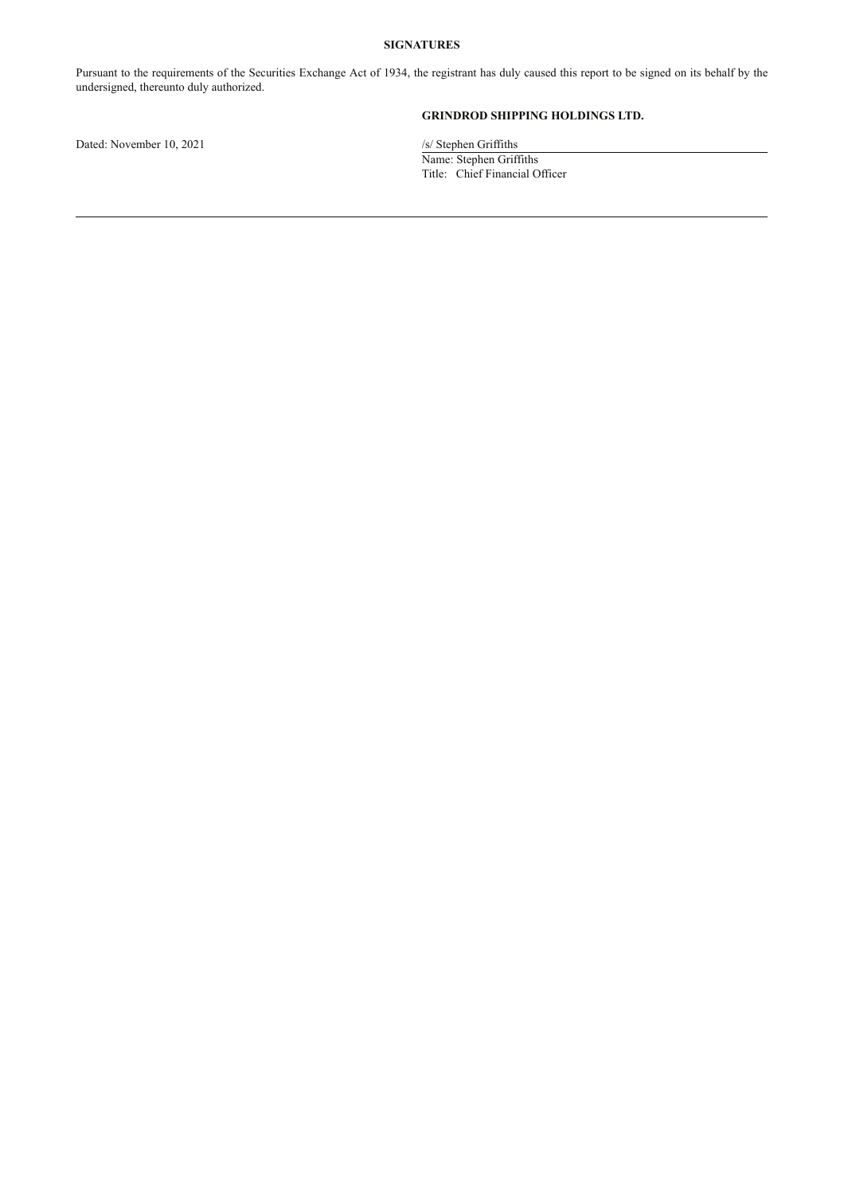**SIGNATURES**

Pursuant to the requirements of the Securities Exchange Act of 1934, the registrant has duly caused this report to be signed on its behalf by the undersigned, thereunto duly authorized.

**GRINDROD SHIPPING HOLDINGS LTD.**

Dated: November 10, 2021

/s/ Stephen Griffiths

Name: Stephen Griffiths

Title: Chief Financial Officer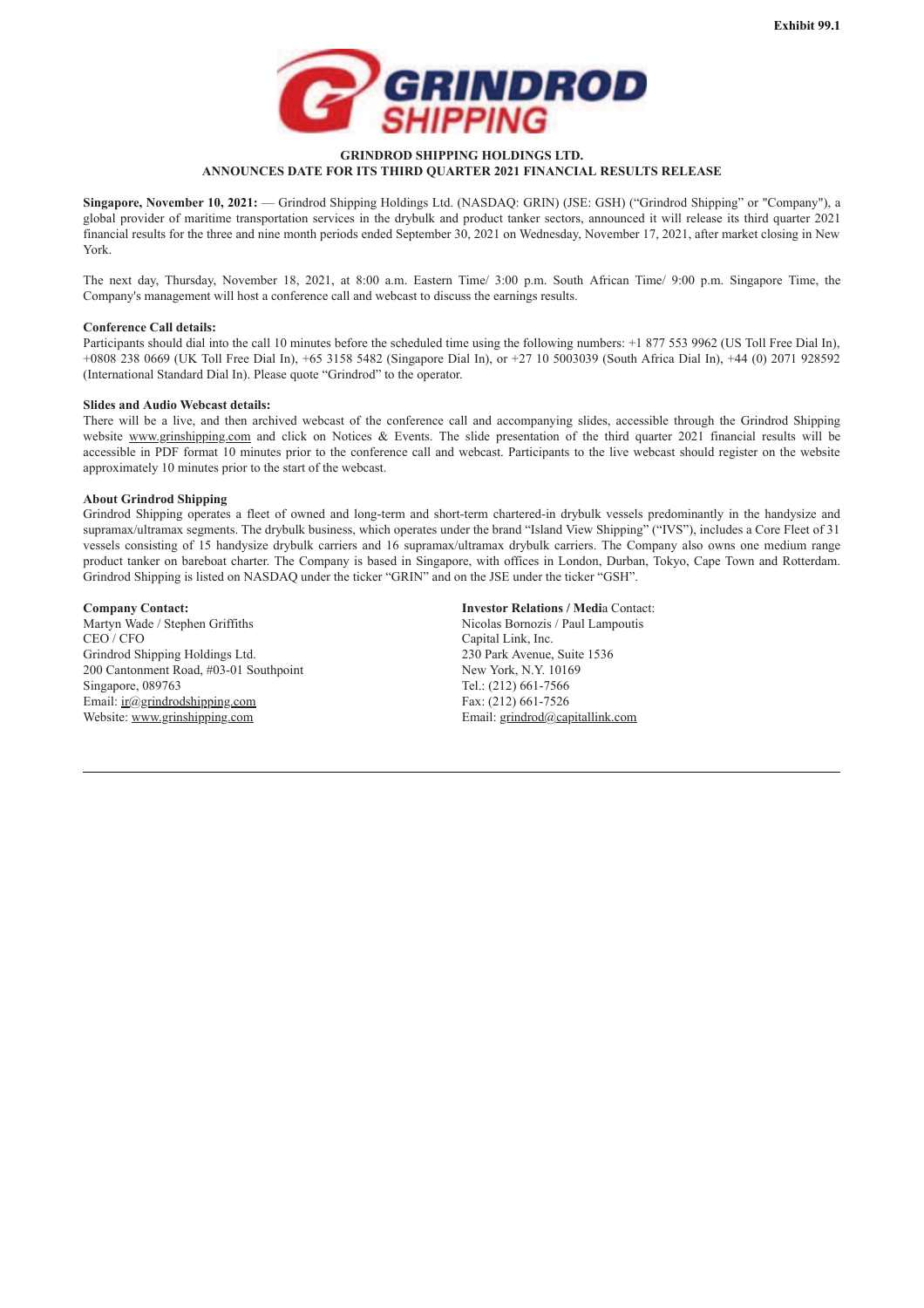Exhibit 99.1

**GRINDROD SHIPPING HOLDINGS LTD.**
**ANNOUNCES DATE FOR ITS THIRD QUARTER 2021 FINANCIAL RESULTS RELEASE**

**Singapore, November 10, 2021:** — Grindrod Shipping Holdings Ltd. (NASDAQ: GRIN) (JSE: GSH) ("Grindrod Shipping" or "Company"), a global provider of maritime transportation services in the drybulk and product tanker sectors, announced it will release its third quarter 2021 financial results for the three and nine month periods ended September 30, 2021 on Wednesday, November 17, 2021, after market closing in New York.

The next day, Thursday, November 18, 2021, at 8:00 a.m. Eastern Time/ 3:00 p.m. South African Time/ 9:00 p.m. Singapore Time, the Company's management will host a conference call and webcast to discuss the earnings results.

**Conference Call details:**
Participants should dial into the call 10 minutes before the scheduled time using the following numbers: +1 877 553 9962 (US Toll Free Dial In), +0808 238 0669 (UK Toll Free Dial In), +65 3158 5482 (Singapore Dial In), or +27 10 5003039 (South Africa Dial In), +44 (0) 2071 928592 (International Standard Dial In). Please quote "Grindrod" to the operator.

**Slides and Audio Webcast details:**
There will be a live, and then archived webcast of the conference call and accompanying slides, accessible through the Grindrod Shipping website www.grinshipping.com and click on Notices & Events. The slide presentation of the third quarter 2021 financial results will be accessible in PDF format 10 minutes prior to the conference call and webcast. Participants to the live webcast should register on the website approximately 10 minutes prior to the start of the webcast.

**About Grindrod Shipping**
Grindrod Shipping operates a fleet of owned and long-term and short-term chartered-in drybulk vessels predominantly in the handysize and supramax/ultramax segments. The drybulk business, which operates under the brand "Island View Shipping" ("IVS"), includes a Core Fleet of 31 vessels consisting of 15 handysize drybulk carriers and 16 supramax/ultramax drybulk carriers. The Company also owns one medium range product tanker on bareboat charter. The Company is based in Singapore, with offices in London, Durban, Tokyo, Cape Town and Rotterdam. Grindrod Shipping is listed on NASDAQ under the ticker "GRIN" and on the JSE under the ticker "GSH".

**Company Contact:**
Martyn Wade / Stephen Griffiths
CEO / CFO
Grindrod Shipping Holdings Ltd.
200 Cantonment Road, #03-01 Southpoint
Singapore, 089763
Email: ir@grindrodshipping.com
Website: www.grinshipping.com

**Investor Relations / Media** Contact:
Nicolas Bornozis / Paul Lampoutis
Capital Link, Inc.
230 Park Avenue, Suite 1536
New York, N.Y. 10169
Tel.: (212) 661-7566
Fax: (212) 661-7526
Email: grindrod@capitallink.com